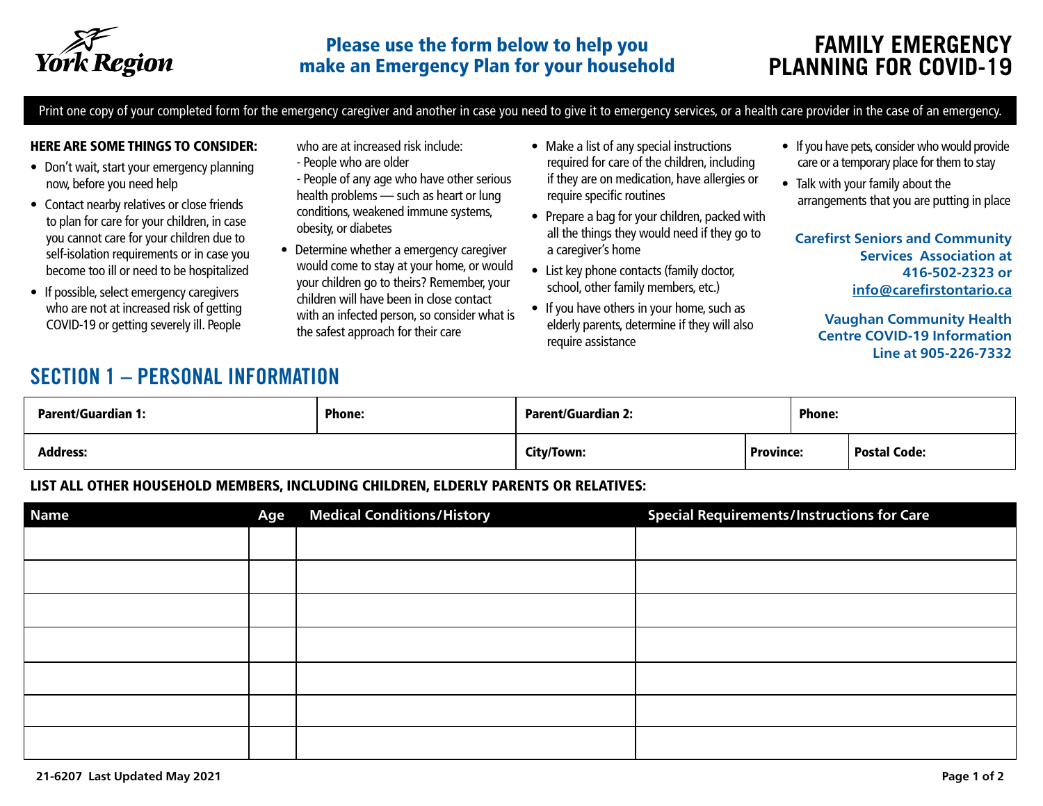York Region

## Please use the form below to help you make an Emergency Plan for your household

# FAMILY EMERGENCY PLANNING FOR COVID-19

Print one copy of your completed form for the emergency caregiver and another in case you need to give it to emergency services, or a health care provider in the case of an emergency.

**HERE ARE SOME THINGS TO CONSIDER:**

- Don't wait, start your emergency planning now, before you need help
- Contact nearby relatives or close friends to plan for care for your children, in case you cannot care for your children due to self-isolation requirements or in case you become too ill or need to be hospitalized
- If possible, select emergency caregivers who are not at increased risk of getting COVID-19 or getting severely ill. People who are at increased risk include:
  - People who are older
  - People of any age who have other serious health problems — such as heart or lung conditions, weakened immune systems, obesity, or diabetes
- Determine whether a emergency caregiver would come to stay at your home, or would your children go to theirs? Remember, your children will have been in close contact with an infected person, so consider what is the safest approach for their care
- Make a list of any special instructions required for care of the children, including if they are on medication, have allergies or require specific routines
- Prepare a bag for your children, packed with all the things they would need if they go to a caregiver's home
- List key phone contacts (family doctor, school, other family members, etc.)
- If you have others in your home, such as elderly parents, determine if they will also require assistance
- If you have pets, consider who would provide care or a temporary place for them to stay
- Talk with your family about the arrangements that you are putting in place

**Carefirst Seniors and Community Services Association at 416-502-2323 or info@carefirstontario.ca**

**Vaughan Community Health Centre COVID-19 Information Line at 905-226-7332**

## SECTION 1 – PERSONAL INFORMATION

| Parent/Guardian 1: | Phone: | Parent/Guardian 2: | | Phone: |
|---|---|---|---|---|
| **Address:** | | **City/Town:** | **Province:** | **Postal Code:** |

**LIST ALL OTHER HOUSEHOLD MEMBERS, INCLUDING CHILDREN, ELDERLY PARENTS OR RELATIVES:**

| Name | Age | Medical Conditions/History | Special Requirements/Instructions for Care |
|---|---|---|---|
| | | | |
| | | | |
| | | | |
| | | | |
| | | | |
| | | | |
| | | | |

21-6207 Last Updated May 2021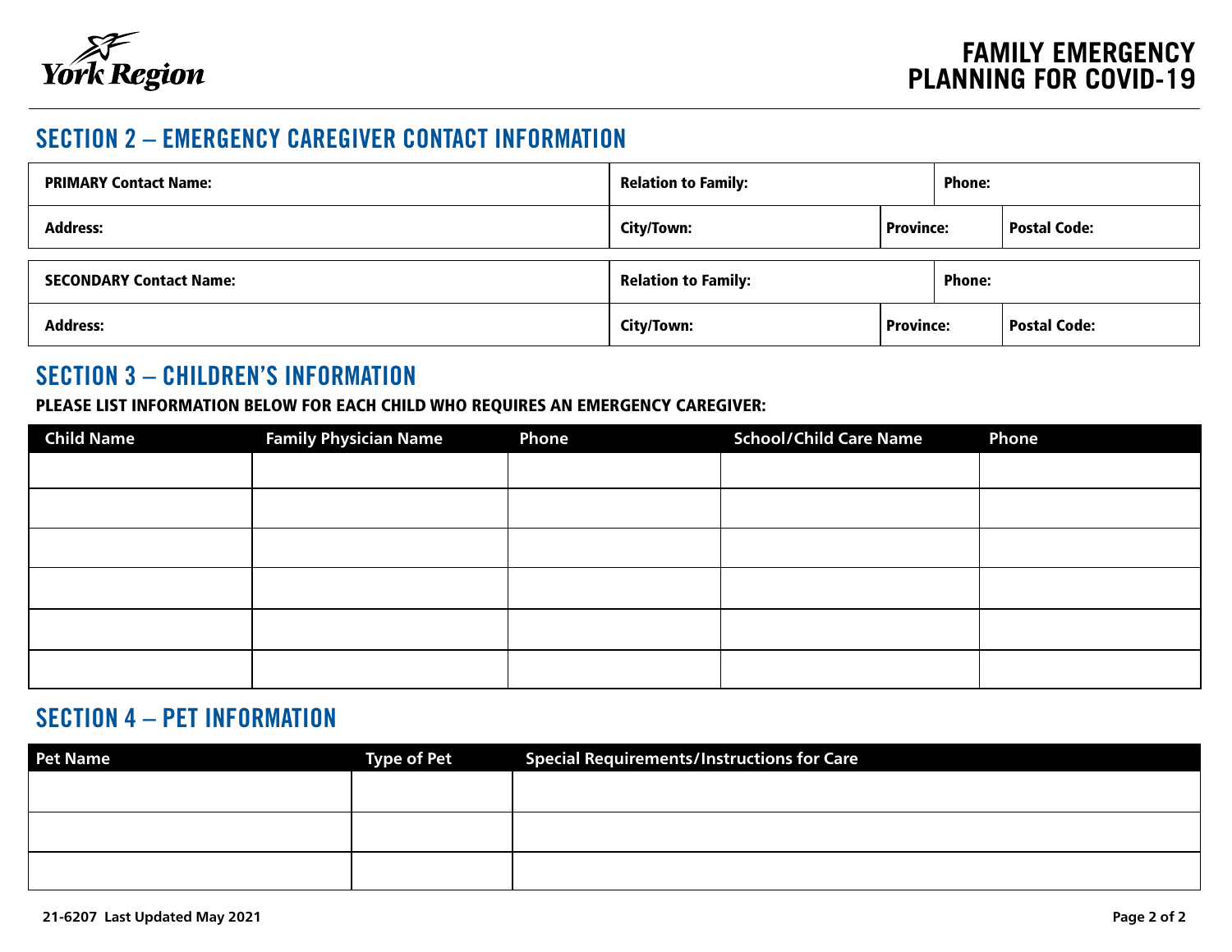York Region

# FAMILY EMERGENCY PLANNING FOR COVID-19

## SECTION 2 – EMERGENCY CAREGIVER CONTACT INFORMATION

| | | | |
|---|---|---|---|
| **PRIMARY Contact Name:** | **Relation to Family:** | | **Phone:** |
| **Address:** | **City/Town:** | **Province:** | **Postal Code:** |

| | | | |
|---|---|---|---|
| **SECONDARY Contact Name:** | **Relation to Family:** | | **Phone:** |
| **Address:** | **City/Town:** | **Province:** | **Postal Code:** |

## SECTION 3 – CHILDREN'S INFORMATION

**PLEASE LIST INFORMATION BELOW FOR EACH CHILD WHO REQUIRES AN EMERGENCY CAREGIVER:**

| Child Name | Family Physician Name | Phone | School/Child Care Name | Phone |
|---|---|---|---|---|
| | | | | |
| | | | | |
| | | | | |
| | | | | |
| | | | | |
| | | | | |

## SECTION 4 – PET INFORMATION

| Pet Name | Type of Pet | Special Requirements/Instructions for Care |
|---|---|---|
| | | |
| | | |
| | | |

21-6207 Last Updated May 2021